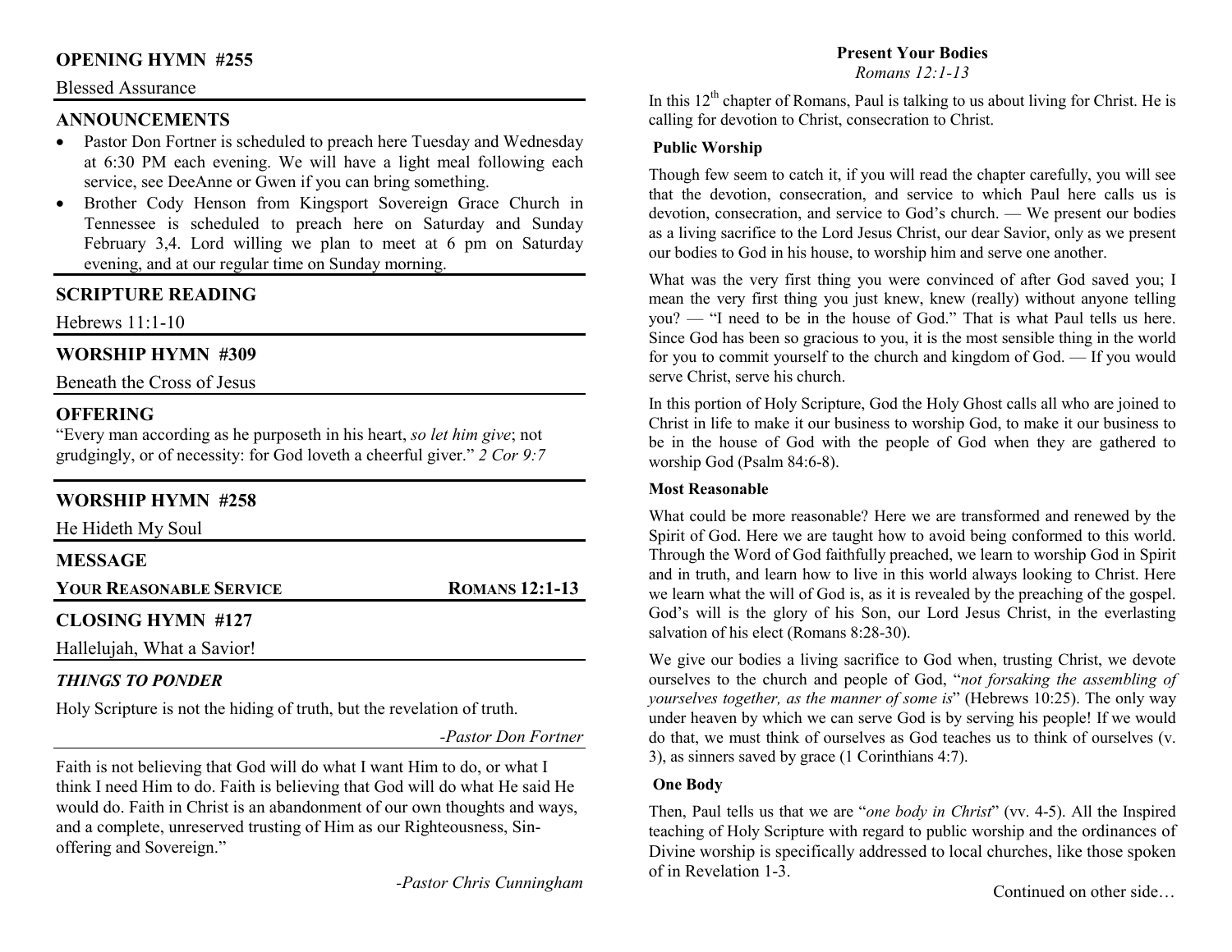## OPENING HYMN #255

Blessed Assurance

## ANNOUNCEMENTS

- Pastor Don Fortner is scheduled to preach here Tuesday and Wednesday at 6:30 PM each evening. We will have a light meal following each service, see DeeAnne or Gwen if you can bring something.
- Brother Cody Henson from Kingsport Sovereign Grace Church in Tennessee is scheduled to preach here on Saturday and Sunday February 3,4. Lord willing we plan to meet at 6 pm on Saturday evening, and at our regular time on Sunday morning.

## SCRIPTURE READING

Hebrews 11:1-10

## WORSHIP HYMN #309

Beneath the Cross of Jesus

## OFFERING

"Every man according as he purposeth in his heart, *so let him give*; not grudgingly, or of necessity: for God loveth a cheerful giver." *2 Cor 9:7*

## WORSHIP HYMN #258

He Hideth My Soul

## MESSAGE

**YOUR REASONABLE SERVICE** — **ROMANS 12:1-13**

## CLOSING HYMN #127

Hallelujah, What a Savior!

### *THINGS TO PONDER*

Holy Scripture is not the hiding of truth, but the revelation of truth.

*-Pastor Don Fortner*

Faith is not believing that God will do what I want Him to do, or what I think I need Him to do. Faith is believing that God will do what He said He would do. Faith in Christ is an abandonment of our own thoughts and ways, and a complete, unreserved trusting of Him as our Righteousness, Sin-offering and Sovereign."

*-Pastor Chris Cunningham*

## Present Your Bodies

*Romans 12:1-13*

In this 12th chapter of Romans, Paul is talking to us about living for Christ. He is calling for devotion to Christ, consecration to Christ.

**Public Worship**

Though few seem to catch it, if you will read the chapter carefully, you will see that the devotion, consecration, and service to which Paul here calls us is devotion, consecration, and service to God's church. — We present our bodies as a living sacrifice to the Lord Jesus Christ, our dear Savior, only as we present our bodies to God in his house, to worship him and serve one another.

What was the very first thing you were convinced of after God saved you; I mean the very first thing you just knew, knew (really) without anyone telling you? — "I need to be in the house of God." That is what Paul tells us here. Since God has been so gracious to you, it is the most sensible thing in the world for you to commit yourself to the church and kingdom of God. — If you would serve Christ, serve his church.

In this portion of Holy Scripture, God the Holy Ghost calls all who are joined to Christ in life to make it our business to worship God, to make it our business to be in the house of God with the people of God when they are gathered to worship God (Psalm 84:6-8).

**Most Reasonable**

What could be more reasonable? Here we are transformed and renewed by the Spirit of God. Here we are taught how to avoid being conformed to this world. Through the Word of God faithfully preached, we learn to worship God in Spirit and in truth, and learn how to live in this world always looking to Christ. Here we learn what the will of God is, as it is revealed by the preaching of the gospel. God's will is the glory of his Son, our Lord Jesus Christ, in the everlasting salvation of his elect (Romans 8:28-30).

We give our bodies a living sacrifice to God when, trusting Christ, we devote ourselves to the church and people of God, "*not forsaking the assembling of yourselves together, as the manner of some is*" (Hebrews 10:25). The only way under heaven by which we can serve God is by serving his people! If we would do that, we must think of ourselves as God teaches us to think of ourselves (v. 3), as sinners saved by grace (1 Corinthians 4:7).

**One Body**

Then, Paul tells us that we are "*one body in Christ*" (vv. 4-5). All the Inspired teaching of Holy Scripture with regard to public worship and the ordinances of Divine worship is specifically addressed to local churches, like those spoken of in Revelation 1-3.

Continued on other side…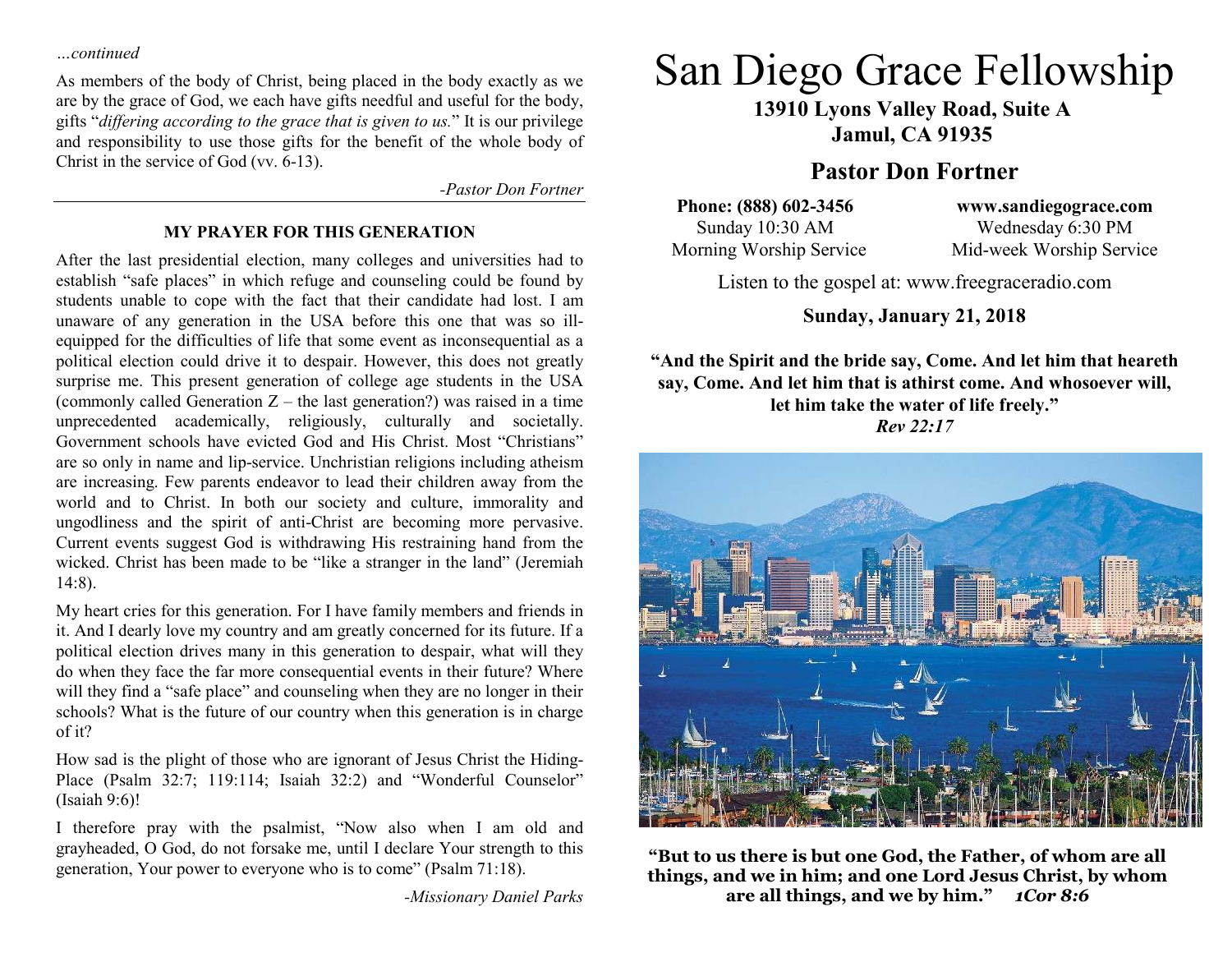*…continued*

As members of the body of Christ, being placed in the body exactly as we are by the grace of God, we each have gifts needful and useful for the body, gifts "*differing according to the grace that is given to us.*" It is our privilege and responsibility to use those gifts for the benefit of the whole body of Christ in the service of God (vv. 6-13).

*-Pastor Don Fortner*

---

**MY PRAYER FOR THIS GENERATION**

After the last presidential election, many colleges and universities had to establish "safe places" in which refuge and counseling could be found by students unable to cope with the fact that their candidate had lost. I am unaware of any generation in the USA before this one that was so ill-equipped for the difficulties of life that some event as inconsequential as a political election could drive it to despair. However, this does not greatly surprise me. This present generation of college age students in the USA (commonly called Generation Z – the last generation?) was raised in a time unprecedented academically, religiously, culturally and societally. Government schools have evicted God and His Christ. Most "Christians" are so only in name and lip-service. Unchristian religions including atheism are increasing. Few parents endeavor to lead their children away from the world and to Christ. In both our society and culture, immorality and ungodliness and the spirit of anti-Christ are becoming more pervasive. Current events suggest God is withdrawing His restraining hand from the wicked. Christ has been made to be "like a stranger in the land" (Jeremiah 14:8).

My heart cries for this generation. For I have family members and friends in it. And I dearly love my country and am greatly concerned for its future. If a political election drives many in this generation to despair, what will they do when they face the far more consequential events in their future? Where will they find a "safe place" and counseling when they are no longer in their schools? What is the future of our country when this generation is in charge of it?

How sad is the plight of those who are ignorant of Jesus Christ the Hiding-Place (Psalm 32:7; 119:114; Isaiah 32:2) and "Wonderful Counselor" (Isaiah 9:6)!

I therefore pray with the psalmist, "Now also when I am old and grayheaded, O God, do not forsake me, until I declare Your strength to this generation, Your power to everyone who is to come" (Psalm 71:18).

*-Missionary Daniel Parks*

# San Diego Grace Fellowship

**13910 Lyons Valley Road, Suite A**
**Jamul, CA 91935**

## Pastor Don Fortner

**Phone: (888) 602-3456**
Sunday 10:30 AM
Morning Worship Service

**www.sandiegograce.com**
Wednesday 6:30 PM
Mid-week Worship Service

Listen to the gospel at: www.freegraceradio.com

**Sunday, January 21, 2018**

**"And the Spirit and the bride say, Come. And let him that heareth say, Come. And let him that is athirst come. And whosoever will, let him take the water of life freely."**
***Rev 22:17***

**"But to us there is but one God, the Father, of whom are all things, and we in him; and one Lord Jesus Christ, by whom are all things, and we by him."** ***1Cor 8:6***